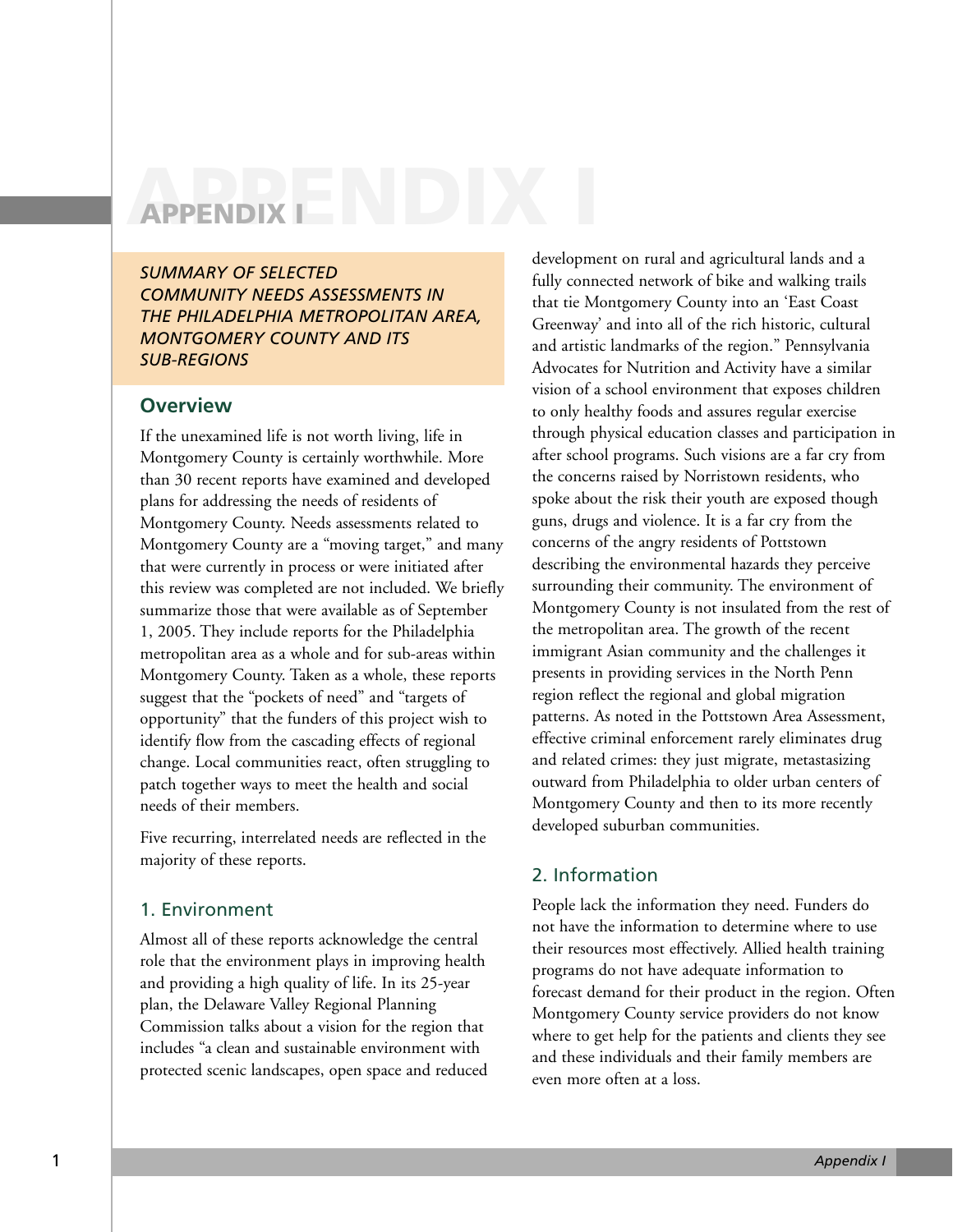# APPENDIX I

*SUMMARY OF SELECTED COMMUNITY NEEDS ASSESSMENTS IN THE PHILADELPHIA METROPOLITAN AREA, MONTGOMERY COUNTY AND ITS SUB-REGIONS*

## Overview

If the unexamined life is not worth living, life in Montgomery County is certainly worthwhile. More than 30 recent reports have examined and developed plans for addressing the needs of residents of Montgomery County. Needs assessments related to Montgomery County are a "moving target," and many that were currently in process or were initiated after this review was completed are not included. We briefly summarize those that were available as of September 1, 2005. They include reports for the Philadelphia metropolitan area as a whole and for sub-areas within Montgomery County. Taken as a whole, these reports suggest that the "pockets of need" and "targets of opportunity" that the funders of this project wish to identify flow from the cascading effects of regional change. Local communities react, often struggling to patch together ways to meet the health and social needs of their members.

Five recurring, interrelated needs are reflected in the majority of these reports.

### 1. Environment

Almost all of these reports acknowledge the central role that the environment plays in improving health and providing a high quality of life. In its 25-year plan, the Delaware Valley Regional Planning Commission talks about a vision for the region that includes "a clean and sustainable environment with protected scenic landscapes, open space and reduced development on rural and agricultural lands and a fully connected network of bike and walking trails that tie Montgomery County into an 'East Coast Greenway' and into all of the rich historic, cultural and artistic landmarks of the region." Pennsylvania Advocates for Nutrition and Activity have a similar vision of a school environment that exposes children to only healthy foods and assures regular exercise through physical education classes and participation in after school programs. Such visions are a far cry from the concerns raised by Norristown residents, who spoke about the risk their youth are exposed though guns, drugs and violence. It is a far cry from the concerns of the angry residents of Pottstown describing the environmental hazards they perceive surrounding their community. The environment of Montgomery County is not insulated from the rest of the metropolitan area. The growth of the recent immigrant Asian community and the challenges it presents in providing services in the North Penn region reflect the regional and global migration patterns. As noted in the Pottstown Area Assessment, effective criminal enforcement rarely eliminates drug and related crimes: they just migrate, metastasizing outward from Philadelphia to older urban centers of Montgomery County and then to its more recently developed suburban communities.

### 2. Information

People lack the information they need. Funders do not have the information to determine where to use their resources most effectively. Allied health training programs do not have adequate information to forecast demand for their product in the region. Often Montgomery County service providers do not know where to get help for the patients and clients they see and these individuals and their family members are even more often at a loss.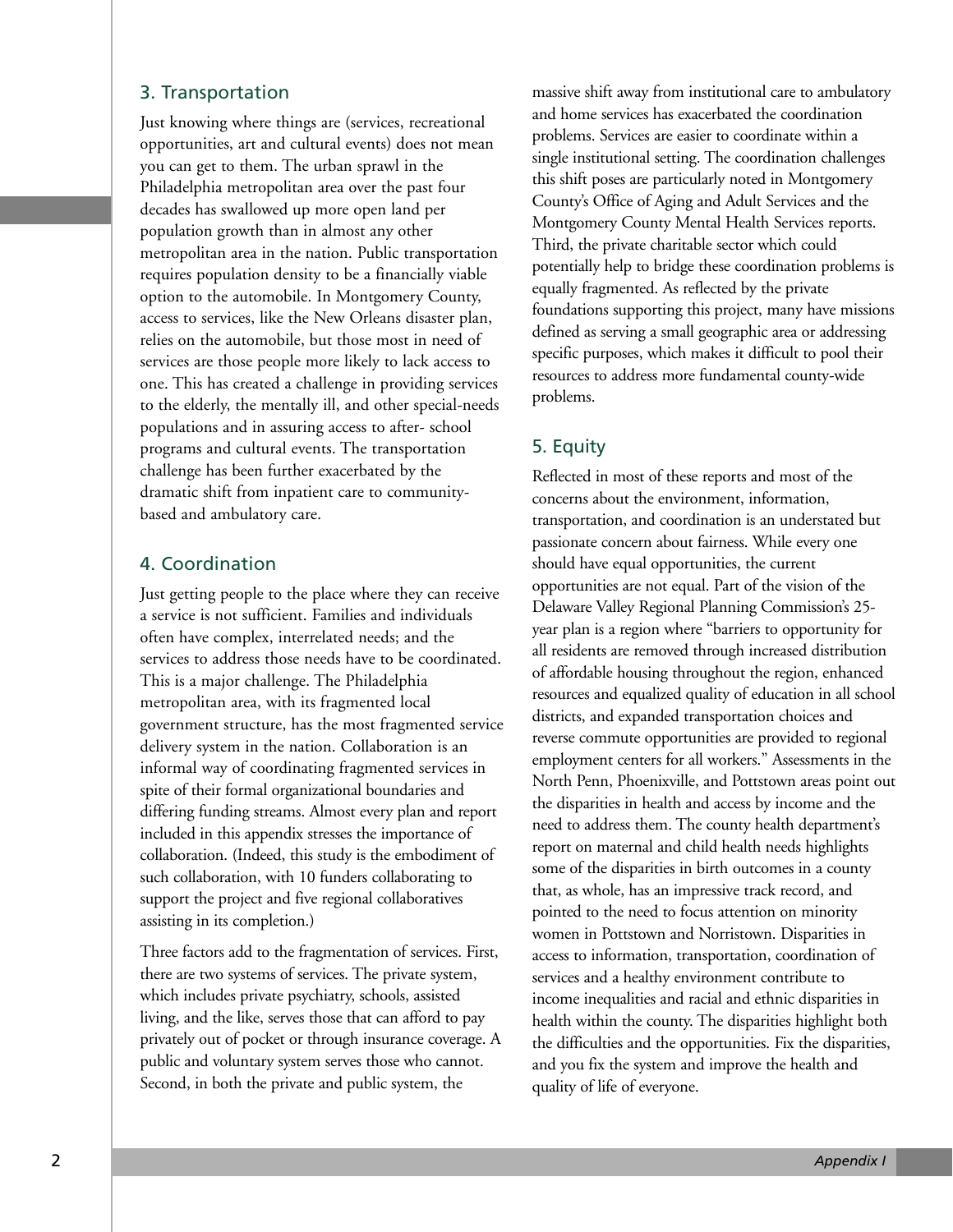## 3. Transportation

Just knowing where things are (services, recreational opportunities, art and cultural events) does not mean you can get to them. The urban sprawl in the Philadelphia metropolitan area over the past four decades has swallowed up more open land per population growth than in almost any other metropolitan area in the nation. Public transportation requires population density to be a financially viable option to the automobile. In Montgomery County, access to services, like the New Orleans disaster plan, relies on the automobile, but those most in need of services are those people more likely to lack access to one. This has created a challenge in providing services to the elderly, the mentally ill, and other special-needs populations and in assuring access to after- school programs and cultural events. The transportation challenge has been further exacerbated by the dramatic shift from inpatient care to community-based and ambulatory care.

## 4. Coordination

Just getting people to the place where they can receive a service is not sufficient. Families and individuals often have complex, interrelated needs; and the services to address those needs have to be coordinated. This is a major challenge. The Philadelphia metropolitan area, with its fragmented local government structure, has the most fragmented service delivery system in the nation. Collaboration is an informal way of coordinating fragmented services in spite of their formal organizational boundaries and differing funding streams. Almost every plan and report included in this appendix stresses the importance of collaboration. (Indeed, this study is the embodiment of such collaboration, with 10 funders collaborating to support the project and five regional collaboratives assisting in its completion.)

Three factors add to the fragmentation of services. First, there are two systems of services. The private system, which includes private psychiatry, schools, assisted living, and the like, serves those that can afford to pay privately out of pocket or through insurance coverage. A public and voluntary system serves those who cannot. Second, in both the private and public system, the massive shift away from institutional care to ambulatory and home services has exacerbated the coordination problems. Services are easier to coordinate within a single institutional setting. The coordination challenges this shift poses are particularly noted in Montgomery County's Office of Aging and Adult Services and the Montgomery County Mental Health Services reports. Third, the private charitable sector which could potentially help to bridge these coordination problems is equally fragmented. As reflected by the private foundations supporting this project, many have missions defined as serving a small geographic area or addressing specific purposes, which makes it difficult to pool their resources to address more fundamental county-wide problems.

## 5. Equity

Reflected in most of these reports and most of the concerns about the environment, information, transportation, and coordination is an understated but passionate concern about fairness. While every one should have equal opportunities, the current opportunities are not equal. Part of the vision of the Delaware Valley Regional Planning Commission's 25-year plan is a region where "barriers to opportunity for all residents are removed through increased distribution of affordable housing throughout the region, enhanced resources and equalized quality of education in all school districts, and expanded transportation choices and reverse commute opportunities are provided to regional employment centers for all workers." Assessments in the North Penn, Phoenixville, and Pottstown areas point out the disparities in health and access by income and the need to address them. The county health department's report on maternal and child health needs highlights some of the disparities in birth outcomes in a county that, as whole, has an impressive track record, and pointed to the need to focus attention on minority women in Pottstown and Norristown. Disparities in access to information, transportation, coordination of services and a healthy environment contribute to income inequalities and racial and ethnic disparities in health within the county. The disparities highlight both the difficulties and the opportunities. Fix the disparities, and you fix the system and improve the health and quality of life of everyone.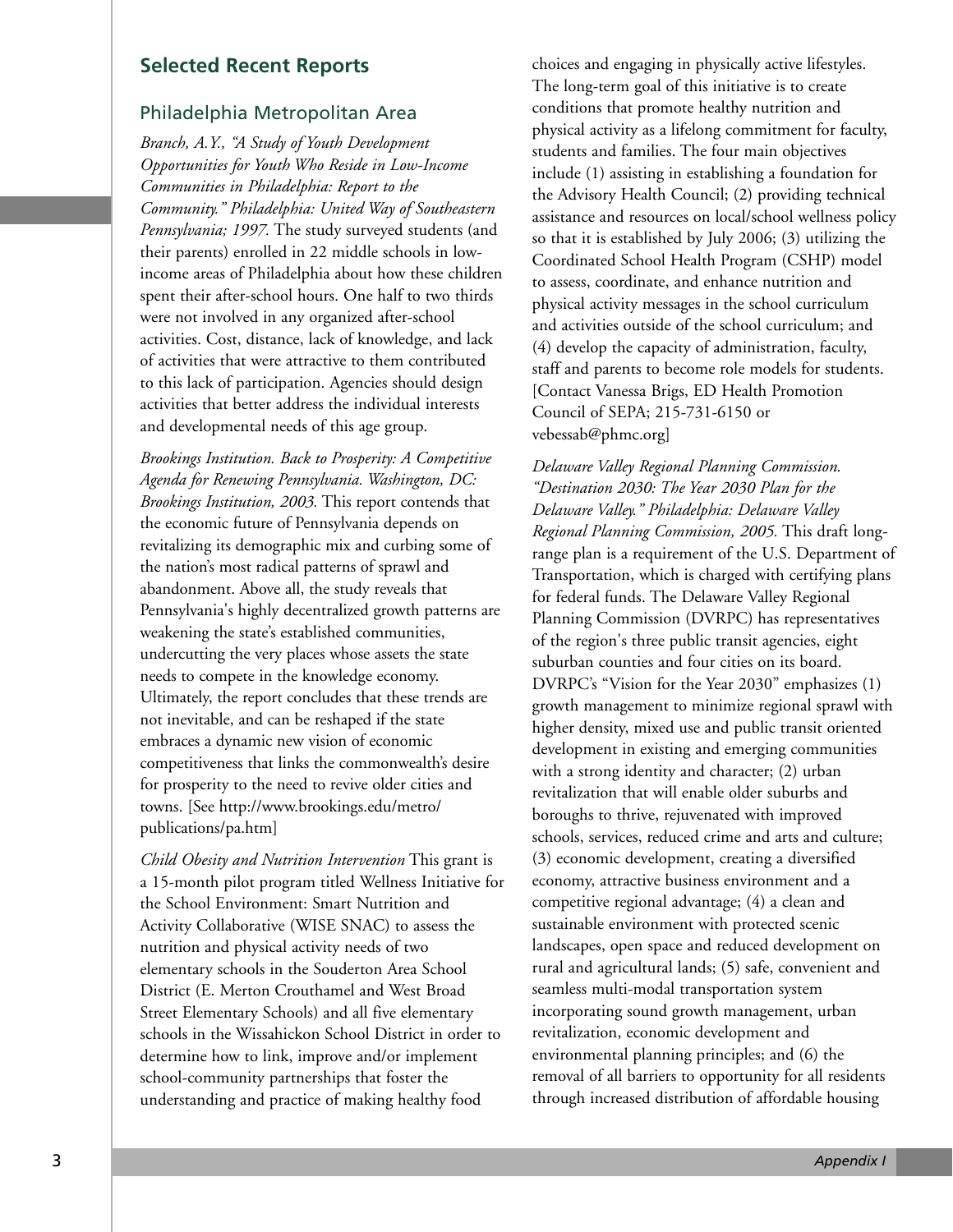## Selected Recent Reports

### Philadelphia Metropolitan Area

*Branch, A.Y., "A Study of Youth Development Opportunities for Youth Who Reside in Low-Income Communities in Philadelphia: Report to the Community." Philadelphia: United Way of Southeastern Pennsylvania; 1997.* The study surveyed students (and their parents) enrolled in 22 middle schools in low-income areas of Philadelphia about how these children spent their after-school hours. One half to two thirds were not involved in any organized after-school activities. Cost, distance, lack of knowledge, and lack of activities that were attractive to them contributed to this lack of participation. Agencies should design activities that better address the individual interests and developmental needs of this age group.

*Brookings Institution. Back to Prosperity: A Competitive Agenda for Renewing Pennsylvania. Washington, DC: Brookings Institution, 2003.* This report contends that the economic future of Pennsylvania depends on revitalizing its demographic mix and curbing some of the nation's most radical patterns of sprawl and abandonment. Above all, the study reveals that Pennsylvania's highly decentralized growth patterns are weakening the state's established communities, undercutting the very places whose assets the state needs to compete in the knowledge economy. Ultimately, the report concludes that these trends are not inevitable, and can be reshaped if the state embraces a dynamic new vision of economic competitiveness that links the commonwealth's desire for prosperity to the need to revive older cities and towns. [See http://www.brookings.edu/metro/publications/pa.htm]

*Child Obesity and Nutrition Intervention* This grant is a 15-month pilot program titled Wellness Initiative for the School Environment: Smart Nutrition and Activity Collaborative (WISE SNAC) to assess the nutrition and physical activity needs of two elementary schools in the Souderton Area School District (E. Merton Crouthamel and West Broad Street Elementary Schools) and all five elementary schools in the Wissahickon School District in order to determine how to link, improve and/or implement school-community partnerships that foster the understanding and practice of making healthy food choices and engaging in physically active lifestyles. The long-term goal of this initiative is to create conditions that promote healthy nutrition and physical activity as a lifelong commitment for faculty, students and families. The four main objectives include (1) assisting in establishing a foundation for the Advisory Health Council; (2) providing technical assistance and resources on local/school wellness policy so that it is established by July 2006; (3) utilizing the Coordinated School Health Program (CSHP) model to assess, coordinate, and enhance nutrition and physical activity messages in the school curriculum and activities outside of the school curriculum; and (4) develop the capacity of administration, faculty, staff and parents to become role models for students. [Contact Vanessa Brigs, ED Health Promotion Council of SEPA; 215-731-6150 or vebessab@phmc.org]

*Delaware Valley Regional Planning Commission. "Destination 2030: The Year 2030 Plan for the Delaware Valley." Philadelphia: Delaware Valley Regional Planning Commission, 2005.* This draft long-range plan is a requirement of the U.S. Department of Transportation, which is charged with certifying plans for federal funds. The Delaware Valley Regional Planning Commission (DVRPC) has representatives of the region's three public transit agencies, eight suburban counties and four cities on its board. DVRPC's "Vision for the Year 2030" emphasizes (1) growth management to minimize regional sprawl with higher density, mixed use and public transit oriented development in existing and emerging communities with a strong identity and character; (2) urban revitalization that will enable older suburbs and boroughs to thrive, rejuvenated with improved schools, services, reduced crime and arts and culture; (3) economic development, creating a diversified economy, attractive business environment and a competitive regional advantage; (4) a clean and sustainable environment with protected scenic landscapes, open space and reduced development on rural and agricultural lands; (5) safe, convenient and seamless multi-modal transportation system incorporating sound growth management, urban revitalization, economic development and environmental planning principles; and (6) the removal of all barriers to opportunity for all residents through increased distribution of affordable housing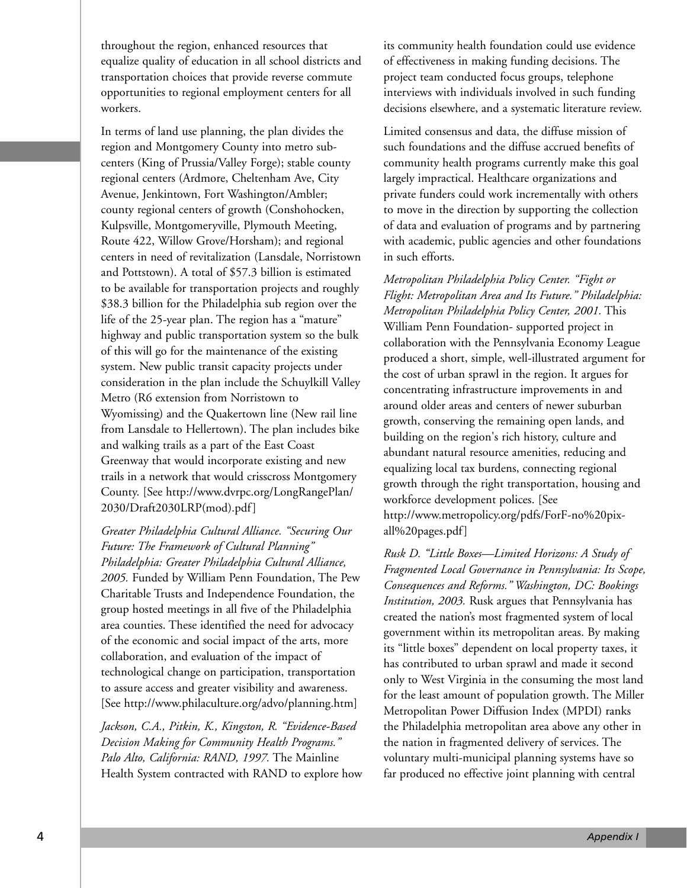throughout the region, enhanced resources that equalize quality of education in all school districts and transportation choices that provide reverse commute opportunities to regional employment centers for all workers.

In terms of land use planning, the plan divides the region and Montgomery County into metro sub-centers (King of Prussia/Valley Forge); stable county regional centers (Ardmore, Cheltenham Ave, City Avenue, Jenkintown, Fort Washington/Ambler; county regional centers of growth (Conshohocken, Kulpsville, Montgomeryville, Plymouth Meeting, Route 422, Willow Grove/Horsham); and regional centers in need of revitalization (Lansdale, Norristown and Pottstown). A total of $57.3 billion is estimated to be available for transportation projects and roughly $38.3 billion for the Philadelphia sub region over the life of the 25-year plan. The region has a "mature" highway and public transportation system so the bulk of this will go for the maintenance of the existing system. New public transit capacity projects under consideration in the plan include the Schuylkill Valley Metro (R6 extension from Norristown to Wyomissing) and the Quakertown line (New rail line from Lansdale to Hellertown). The plan includes bike and walking trails as a part of the East Coast Greenway that would incorporate existing and new trails in a network that would crisscross Montgomery County. [See http://www.dvrpc.org/LongRangePlan/2030/Draft2030LRP(mod).pdf]

*Greater Philadelphia Cultural Alliance. "Securing Our Future: The Framework of Cultural Planning" Philadelphia: Greater Philadelphia Cultural Alliance, 2005.* Funded by William Penn Foundation, The Pew Charitable Trusts and Independence Foundation, the group hosted meetings in all five of the Philadelphia area counties. These identified the need for advocacy of the economic and social impact of the arts, more collaboration, and evaluation of the impact of technological change on participation, transportation to assure access and greater visibility and awareness. [See http://www.philaculture.org/advo/planning.htm]

*Jackson, C.A., Pitkin, K., Kingston, R. "Evidence-Based Decision Making for Community Health Programs." Palo Alto, California: RAND, 1997.* The Mainline Health System contracted with RAND to explore how its community health foundation could use evidence of effectiveness in making funding decisions. The project team conducted focus groups, telephone interviews with individuals involved in such funding decisions elsewhere, and a systematic literature review.

Limited consensus and data, the diffuse mission of such foundations and the diffuse accrued benefits of community health programs currently make this goal largely impractical. Healthcare organizations and private funders could work incrementally with others to move in the direction by supporting the collection of data and evaluation of programs and by partnering with academic, public agencies and other foundations in such efforts.

*Metropolitan Philadelphia Policy Center. "Fight or Flight: Metropolitan Area and Its Future." Philadelphia: Metropolitan Philadelphia Policy Center, 2001.* This William Penn Foundation- supported project in collaboration with the Pennsylvania Economy League produced a short, simple, well-illustrated argument for the cost of urban sprawl in the region. It argues for concentrating infrastructure improvements in and around older areas and centers of newer suburban growth, conserving the remaining open lands, and building on the region's rich history, culture and abundant natural resource amenities, reducing and equalizing local tax burdens, connecting regional growth through the right transportation, housing and workforce development polices. [See http://www.metropolicy.org/pdfs/ForF-no%20pix-all%20pages.pdf]

*Rusk D. "Little Boxes—Limited Horizons: A Study of Fragmented Local Governance in Pennsylvania: Its Scope, Consequences and Reforms." Washington, DC: Bookings Institution, 2003.* Rusk argues that Pennsylvania has created the nation's most fragmented system of local government within its metropolitan areas. By making its "little boxes" dependent on local property taxes, it has contributed to urban sprawl and made it second only to West Virginia in the consuming the most land for the least amount of population growth. The Miller Metropolitan Power Diffusion Index (MPDI) ranks the Philadelphia metropolitan area above any other in the nation in fragmented delivery of services. The voluntary multi-municipal planning systems have so far produced no effective joint planning with central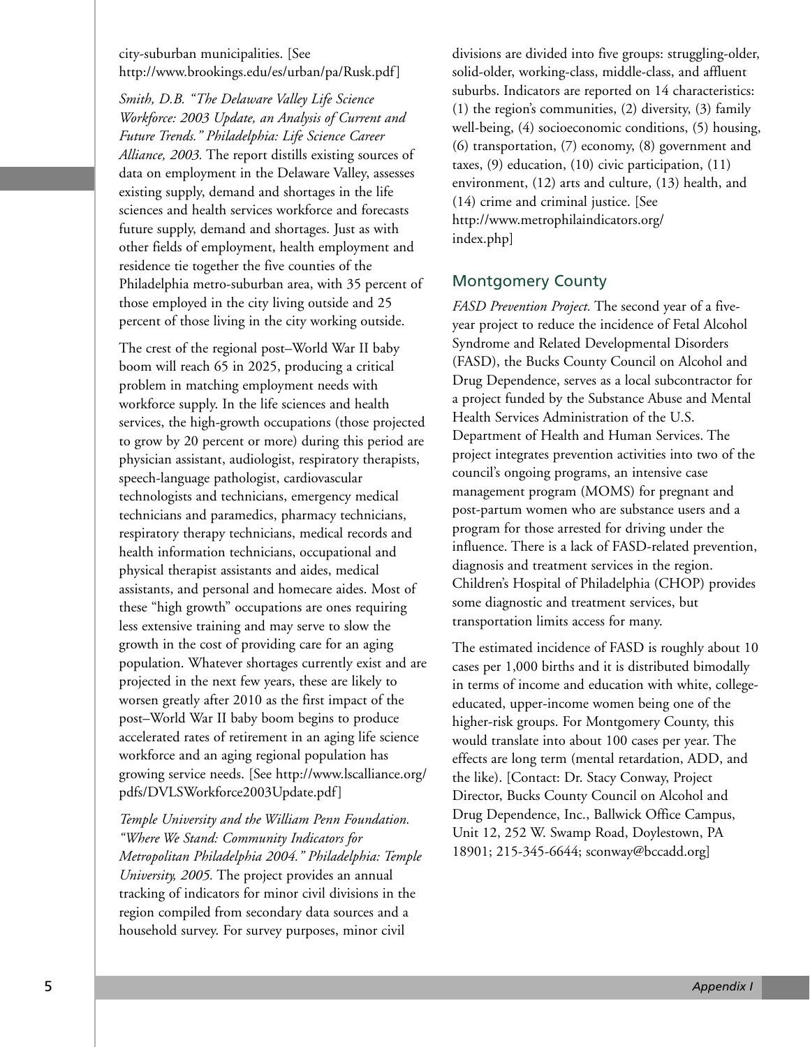city-suburban municipalities. [See http://www.brookings.edu/es/urban/pa/Rusk.pdf]

*Smith, D.B. "The Delaware Valley Life Science Workforce: 2003 Update, an Analysis of Current and Future Trends." Philadelphia: Life Science Career Alliance, 2003.* The report distills existing sources of data on employment in the Delaware Valley, assesses existing supply, demand and shortages in the life sciences and health services workforce and forecasts future supply, demand and shortages. Just as with other fields of employment, health employment and residence tie together the five counties of the Philadelphia metro-suburban area, with 35 percent of those employed in the city living outside and 25 percent of those living in the city working outside.

The crest of the regional post–World War II baby boom will reach 65 in 2025, producing a critical problem in matching employment needs with workforce supply. In the life sciences and health services, the high-growth occupations (those projected to grow by 20 percent or more) during this period are physician assistant, audiologist, respiratory therapists, speech-language pathologist, cardiovascular technologists and technicians, emergency medical technicians and paramedics, pharmacy technicians, respiratory therapy technicians, medical records and health information technicians, occupational and physical therapist assistants and aides, medical assistants, and personal and homecare aides. Most of these "high growth" occupations are ones requiring less extensive training and may serve to slow the growth in the cost of providing care for an aging population. Whatever shortages currently exist and are projected in the next few years, these are likely to worsen greatly after 2010 as the first impact of the post–World War II baby boom begins to produce accelerated rates of retirement in an aging life science workforce and an aging regional population has growing service needs. [See http://www.lscalliance.org/pdfs/DVLSWorkforce2003Update.pdf]

*Temple University and the William Penn Foundation. "Where We Stand: Community Indicators for Metropolitan Philadelphia 2004." Philadelphia: Temple University, 2005.* The project provides an annual tracking of indicators for minor civil divisions in the region compiled from secondary data sources and a household survey. For survey purposes, minor civil divisions are divided into five groups: struggling-older, solid-older, working-class, middle-class, and affluent suburbs. Indicators are reported on 14 characteristics: (1) the region's communities, (2) diversity, (3) family well-being, (4) socioeconomic conditions, (5) housing, (6) transportation, (7) economy, (8) government and taxes, (9) education, (10) civic participation, (11) environment, (12) arts and culture, (13) health, and (14) crime and criminal justice. [See http://www.metrophilaindicators.org/index.php]

## Montgomery County

*FASD Prevention Project.* The second year of a five-year project to reduce the incidence of Fetal Alcohol Syndrome and Related Developmental Disorders (FASD), the Bucks County Council on Alcohol and Drug Dependence, serves as a local subcontractor for a project funded by the Substance Abuse and Mental Health Services Administration of the U.S. Department of Health and Human Services. The project integrates prevention activities into two of the council's ongoing programs, an intensive case management program (MOMS) for pregnant and post-partum women who are substance users and a program for those arrested for driving under the influence. There is a lack of FASD-related prevention, diagnosis and treatment services in the region. Children's Hospital of Philadelphia (CHOP) provides some diagnostic and treatment services, but transportation limits access for many.

The estimated incidence of FASD is roughly about 10 cases per 1,000 births and it is distributed bimodally in terms of income and education with white, college-educated, upper-income women being one of the higher-risk groups. For Montgomery County, this would translate into about 100 cases per year. The effects are long term (mental retardation, ADD, and the like). [Contact: Dr. Stacy Conway, Project Director, Bucks County Council on Alcohol and Drug Dependence, Inc., Ballwick Office Campus, Unit 12, 252 W. Swamp Road, Doylestown, PA 18901; 215-345-6644; sconway@bccadd.org]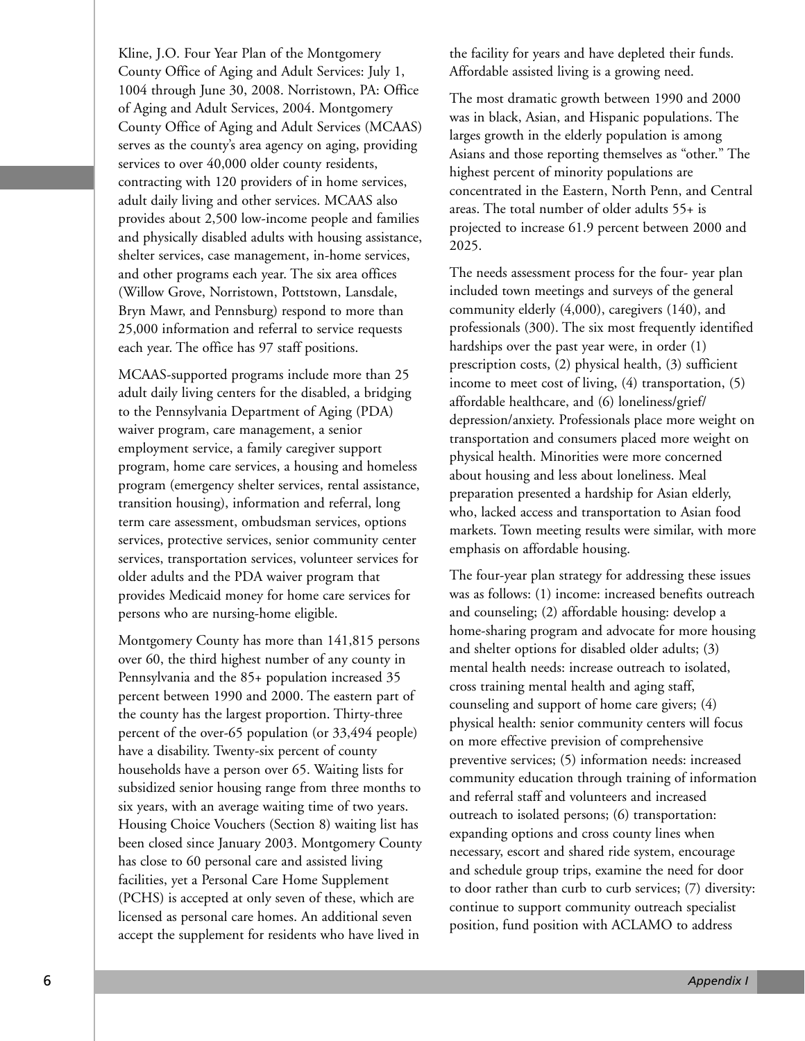Kline, J.O. Four Year Plan of the Montgomery County Office of Aging and Adult Services: July 1, 1004 through June 30, 2008. Norristown, PA: Office of Aging and Adult Services, 2004. Montgomery County Office of Aging and Adult Services (MCAAS) serves as the county's area agency on aging, providing services to over 40,000 older county residents, contracting with 120 providers of in home services, adult daily living and other services. MCAAS also provides about 2,500 low-income people and families and physically disabled adults with housing assistance, shelter services, case management, in-home services, and other programs each year. The six area offices (Willow Grove, Norristown, Pottstown, Lansdale, Bryn Mawr, and Pennsburg) respond to more than 25,000 information and referral to service requests each year. The office has 97 staff positions.

MCAAS-supported programs include more than 25 adult daily living centers for the disabled, a bridging to the Pennsylvania Department of Aging (PDA) waiver program, care management, a senior employment service, a family caregiver support program, home care services, a housing and homeless program (emergency shelter services, rental assistance, transition housing), information and referral, long term care assessment, ombudsman services, options services, protective services, senior community center services, transportation services, volunteer services for older adults and the PDA waiver program that provides Medicaid money for home care services for persons who are nursing-home eligible.

Montgomery County has more than 141,815 persons over 60, the third highest number of any county in Pennsylvania and the 85+ population increased 35 percent between 1990 and 2000. The eastern part of the county has the largest proportion. Thirty-three percent of the over-65 population (or 33,494 people) have a disability. Twenty-six percent of county households have a person over 65. Waiting lists for subsidized senior housing range from three months to six years, with an average waiting time of two years. Housing Choice Vouchers (Section 8) waiting list has been closed since January 2003. Montgomery County has close to 60 personal care and assisted living facilities, yet a Personal Care Home Supplement (PCHS) is accepted at only seven of these, which are licensed as personal care homes. An additional seven accept the supplement for residents who have lived in the facility for years and have depleted their funds. Affordable assisted living is a growing need.

The most dramatic growth between 1990 and 2000 was in black, Asian, and Hispanic populations. The larges growth in the elderly population is among Asians and those reporting themselves as "other." The highest percent of minority populations are concentrated in the Eastern, North Penn, and Central areas. The total number of older adults 55+ is projected to increase 61.9 percent between 2000 and 2025.

The needs assessment process for the four- year plan included town meetings and surveys of the general community elderly (4,000), caregivers (140), and professionals (300). The six most frequently identified hardships over the past year were, in order (1) prescription costs, (2) physical health, (3) sufficient income to meet cost of living, (4) transportation, (5) affordable healthcare, and (6) loneliness/grief/depression/anxiety. Professionals place more weight on transportation and consumers placed more weight on physical health. Minorities were more concerned about housing and less about loneliness. Meal preparation presented a hardship for Asian elderly, who, lacked access and transportation to Asian food markets. Town meeting results were similar, with more emphasis on affordable housing.

The four-year plan strategy for addressing these issues was as follows: (1) income: increased benefits outreach and counseling; (2) affordable housing: develop a home-sharing program and advocate for more housing and shelter options for disabled older adults; (3) mental health needs: increase outreach to isolated, cross training mental health and aging staff, counseling and support of home care givers; (4) physical health: senior community centers will focus on more effective prevision of comprehensive preventive services; (5) information needs: increased community education through training of information and referral staff and volunteers and increased outreach to isolated persons; (6) transportation: expanding options and cross county lines when necessary, escort and shared ride system, encourage and schedule group trips, examine the need for door to door rather than curb to curb services; (7) diversity: continue to support community outreach specialist position, fund position with ACLAMO to address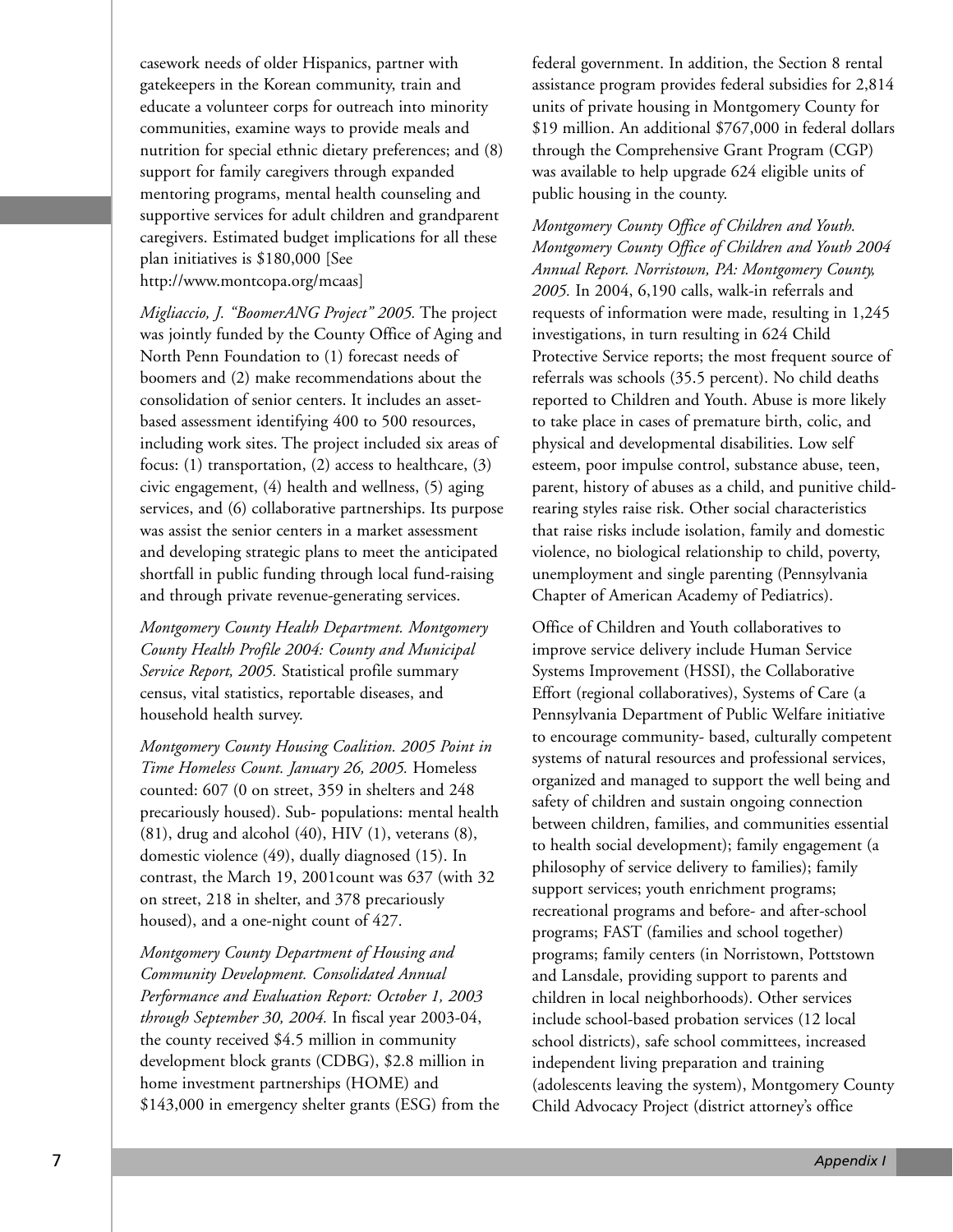casework needs of older Hispanics, partner with gatekeepers in the Korean community, train and educate a volunteer corps for outreach into minority communities, examine ways to provide meals and nutrition for special ethnic dietary preferences; and (8) support for family caregivers through expanded mentoring programs, mental health counseling and supportive services for adult children and grandparent caregivers. Estimated budget implications for all these plan initiatives is $180,000 [See http://www.montcopa.org/mcaas]

*Migliaccio, J. "BoomerANG Project" 2005.* The project was jointly funded by the County Office of Aging and North Penn Foundation to (1) forecast needs of boomers and (2) make recommendations about the consolidation of senior centers. It includes an asset-based assessment identifying 400 to 500 resources, including work sites. The project included six areas of focus: (1) transportation, (2) access to healthcare, (3) civic engagement, (4) health and wellness, (5) aging services, and (6) collaborative partnerships. Its purpose was assist the senior centers in a market assessment and developing strategic plans to meet the anticipated shortfall in public funding through local fund-raising and through private revenue-generating services.

*Montgomery County Health Department. Montgomery County Health Profile 2004: County and Municipal Service Report, 2005.* Statistical profile summary census, vital statistics, reportable diseases, and household health survey.

*Montgomery County Housing Coalition. 2005 Point in Time Homeless Count. January 26, 2005.* Homeless counted: 607 (0 on street, 359 in shelters and 248 precariously housed). Sub- populations: mental health (81), drug and alcohol (40), HIV (1), veterans (8), domestic violence (49), dually diagnosed (15). In contrast, the March 19, 2001count was 637 (with 32 on street, 218 in shelter, and 378 precariously housed), and a one-night count of 427.

*Montgomery County Department of Housing and Community Development. Consolidated Annual Performance and Evaluation Report: October 1, 2003 through September 30, 2004.* In fiscal year 2003-04, the county received $4.5 million in community development block grants (CDBG), $2.8 million in home investment partnerships (HOME) and $143,000 in emergency shelter grants (ESG) from the federal government. In addition, the Section 8 rental assistance program provides federal subsidies for 2,814 units of private housing in Montgomery County for $19 million. An additional $767,000 in federal dollars through the Comprehensive Grant Program (CGP) was available to help upgrade 624 eligible units of public housing in the county.

*Montgomery County Office of Children and Youth. Montgomery County Office of Children and Youth 2004 Annual Report. Norristown, PA: Montgomery County, 2005.* In 2004, 6,190 calls, walk-in referrals and requests of information were made, resulting in 1,245 investigations, in turn resulting in 624 Child Protective Service reports; the most frequent source of referrals was schools (35.5 percent). No child deaths reported to Children and Youth. Abuse is more likely to take place in cases of premature birth, colic, and physical and developmental disabilities. Low self esteem, poor impulse control, substance abuse, teen, parent, history of abuses as a child, and punitive child-rearing styles raise risk. Other social characteristics that raise risks include isolation, family and domestic violence, no biological relationship to child, poverty, unemployment and single parenting (Pennsylvania Chapter of American Academy of Pediatrics).

Office of Children and Youth collaboratives to improve service delivery include Human Service Systems Improvement (HSSI), the Collaborative Effort (regional collaboratives), Systems of Care (a Pennsylvania Department of Public Welfare initiative to encourage community- based, culturally competent systems of natural resources and professional services, organized and managed to support the well being and safety of children and sustain ongoing connection between children, families, and communities essential to health social development); family engagement (a philosophy of service delivery to families); family support services; youth enrichment programs; recreational programs and before- and after-school programs; FAST (families and school together) programs; family centers (in Norristown, Pottstown and Lansdale, providing support to parents and children in local neighborhoods). Other services include school-based probation services (12 local school districts), safe school committees, increased independent living preparation and training (adolescents leaving the system), Montgomery County Child Advocacy Project (district attorney's office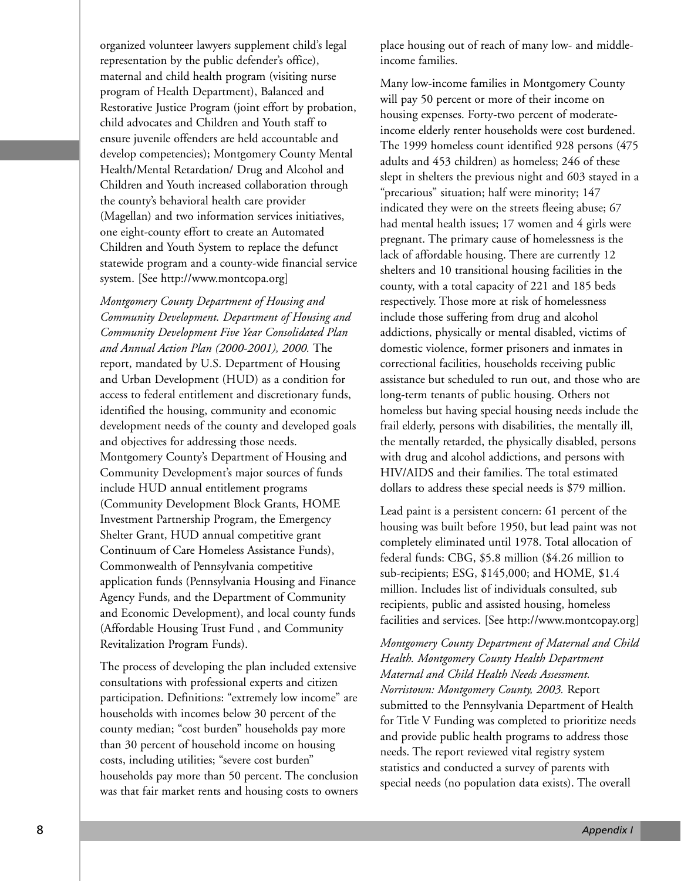organized volunteer lawyers supplement child's legal representation by the public defender's office), maternal and child health program (visiting nurse program of Health Department), Balanced and Restorative Justice Program (joint effort by probation, child advocates and Children and Youth staff to ensure juvenile offenders are held accountable and develop competencies); Montgomery County Mental Health/Mental Retardation/ Drug and Alcohol and Children and Youth increased collaboration through the county's behavioral health care provider (Magellan) and two information services initiatives, one eight-county effort to create an Automated Children and Youth System to replace the defunct statewide program and a county-wide financial service system. [See http://www.montcopa.org]

*Montgomery County Department of Housing and Community Development. Department of Housing and Community Development Five Year Consolidated Plan and Annual Action Plan (2000-2001), 2000.* The report, mandated by U.S. Department of Housing and Urban Development (HUD) as a condition for access to federal entitlement and discretionary funds, identified the housing, community and economic development needs of the county and developed goals and objectives for addressing those needs. Montgomery County's Department of Housing and Community Development's major sources of funds include HUD annual entitlement programs (Community Development Block Grants, HOME Investment Partnership Program, the Emergency Shelter Grant, HUD annual competitive grant Continuum of Care Homeless Assistance Funds), Commonwealth of Pennsylvania competitive application funds (Pennsylvania Housing and Finance Agency Funds, and the Department of Community and Economic Development), and local county funds (Affordable Housing Trust Fund , and Community Revitalization Program Funds).

The process of developing the plan included extensive consultations with professional experts and citizen participation. Definitions: "extremely low income" are households with incomes below 30 percent of the county median; "cost burden" households pay more than 30 percent of household income on housing costs, including utilities; "severe cost burden" households pay more than 50 percent. The conclusion was that fair market rents and housing costs to owners place housing out of reach of many low- and middle-income families.

Many low-income families in Montgomery County will pay 50 percent or more of their income on housing expenses. Forty-two percent of moderate-income elderly renter households were cost burdened. The 1999 homeless count identified 928 persons (475 adults and 453 children) as homeless; 246 of these slept in shelters the previous night and 603 stayed in a "precarious" situation; half were minority; 147 indicated they were on the streets fleeing abuse; 67 had mental health issues; 17 women and 4 girls were pregnant. The primary cause of homelessness is the lack of affordable housing. There are currently 12 shelters and 10 transitional housing facilities in the county, with a total capacity of 221 and 185 beds respectively. Those more at risk of homelessness include those suffering from drug and alcohol addictions, physically or mental disabled, victims of domestic violence, former prisoners and inmates in correctional facilities, households receiving public assistance but scheduled to run out, and those who are long-term tenants of public housing. Others not homeless but having special housing needs include the frail elderly, persons with disabilities, the mentally ill, the mentally retarded, the physically disabled, persons with drug and alcohol addictions, and persons with HIV/AIDS and their families. The total estimated dollars to address these special needs is $79 million.

Lead paint is a persistent concern: 61 percent of the housing was built before 1950, but lead paint was not completely eliminated until 1978. Total allocation of federal funds: CBG, $5.8 million ($4.26 million to sub-recipients; ESG, $145,000; and HOME, $1.4 million. Includes list of individuals consulted, sub recipients, public and assisted housing, homeless facilities and services. [See http://www.montcopay.org]

*Montgomery County Department of Maternal and Child Health. Montgomery County Health Department Maternal and Child Health Needs Assessment. Norristown: Montgomery County, 2003.* Report submitted to the Pennsylvania Department of Health for Title V Funding was completed to prioritize needs and provide public health programs to address those needs. The report reviewed vital registry system statistics and conducted a survey of parents with special needs (no population data exists). The overall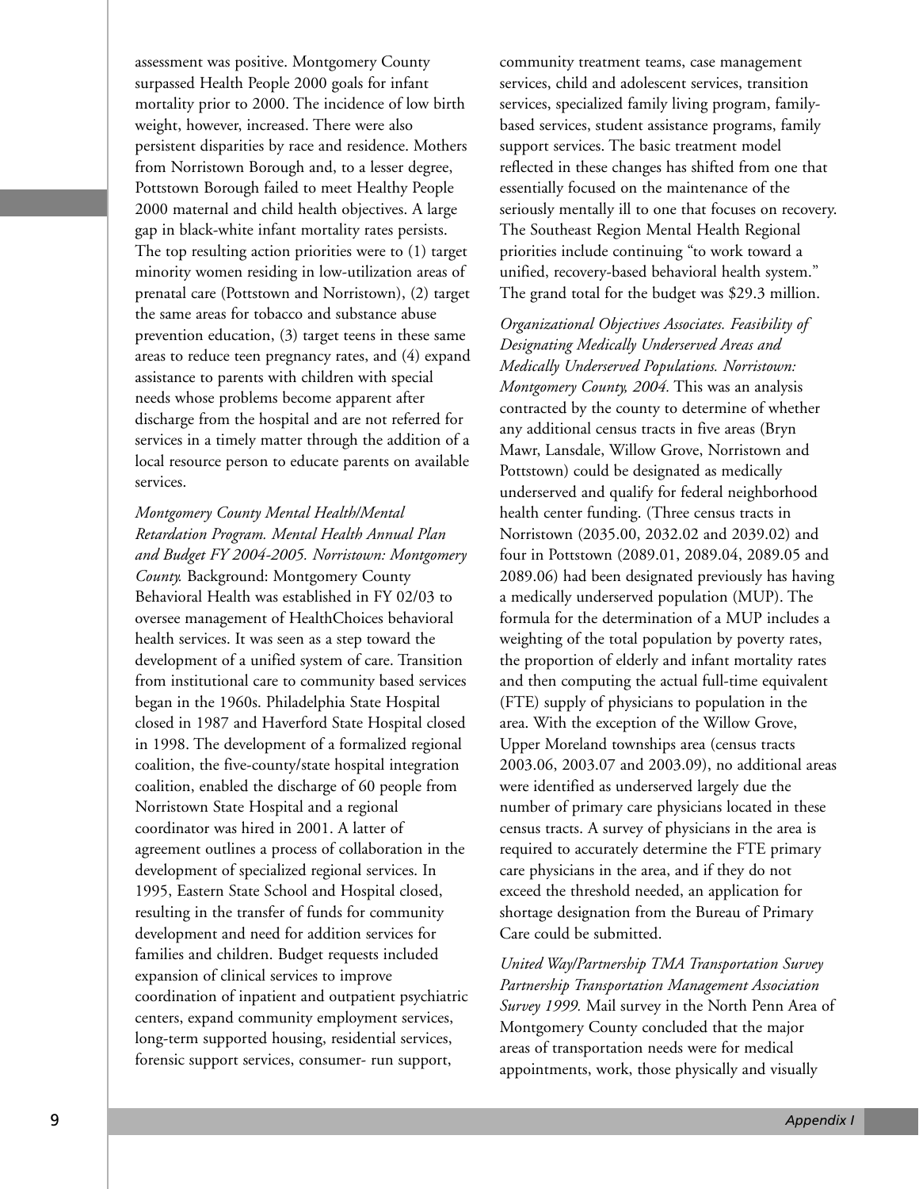assessment was positive. Montgomery County surpassed Health People 2000 goals for infant mortality prior to 2000. The incidence of low birth weight, however, increased. There were also persistent disparities by race and residence. Mothers from Norristown Borough and, to a lesser degree, Pottstown Borough failed to meet Healthy People 2000 maternal and child health objectives. A large gap in black-white infant mortality rates persists. The top resulting action priorities were to (1) target minority women residing in low-utilization areas of prenatal care (Pottstown and Norristown), (2) target the same areas for tobacco and substance abuse prevention education, (3) target teens in these same areas to reduce teen pregnancy rates, and (4) expand assistance to parents with children with special needs whose problems become apparent after discharge from the hospital and are not referred for services in a timely matter through the addition of a local resource person to educate parents on available services.

*Montgomery County Mental Health/Mental Retardation Program. Mental Health Annual Plan and Budget FY 2004-2005. Norristown: Montgomery County.* Background: Montgomery County Behavioral Health was established in FY 02/03 to oversee management of HealthChoices behavioral health services. It was seen as a step toward the development of a unified system of care. Transition from institutional care to community based services began in the 1960s. Philadelphia State Hospital closed in 1987 and Haverford State Hospital closed in 1998. The development of a formalized regional coalition, the five-county/state hospital integration coalition, enabled the discharge of 60 people from Norristown State Hospital and a regional coordinator was hired in 2001. A latter of agreement outlines a process of collaboration in the development of specialized regional services. In 1995, Eastern State School and Hospital closed, resulting in the transfer of funds for community development and need for addition services for families and children. Budget requests included expansion of clinical services to improve coordination of inpatient and outpatient psychiatric centers, expand community employment services, long-term supported housing, residential services, forensic support services, consumer- run support, community treatment teams, case management services, child and adolescent services, transition services, specialized family living program, family-based services, student assistance programs, family support services. The basic treatment model reflected in these changes has shifted from one that essentially focused on the maintenance of the seriously mentally ill to one that focuses on recovery. The Southeast Region Mental Health Regional priorities include continuing "to work toward a unified, recovery-based behavioral health system." The grand total for the budget was $29.3 million.

*Organizational Objectives Associates. Feasibility of Designating Medically Underserved Areas and Medically Underserved Populations. Norristown: Montgomery County, 2004.* This was an analysis contracted by the county to determine of whether any additional census tracts in five areas (Bryn Mawr, Lansdale, Willow Grove, Norristown and Pottstown) could be designated as medically underserved and qualify for federal neighborhood health center funding. (Three census tracts in Norristown (2035.00, 2032.02 and 2039.02) and four in Pottstown (2089.01, 2089.04, 2089.05 and 2089.06) had been designated previously has having a medically underserved population (MUP). The formula for the determination of a MUP includes a weighting of the total population by poverty rates, the proportion of elderly and infant mortality rates and then computing the actual full-time equivalent (FTE) supply of physicians to population in the area. With the exception of the Willow Grove, Upper Moreland townships area (census tracts 2003.06, 2003.07 and 2003.09), no additional areas were identified as underserved largely due the number of primary care physicians located in these census tracts. A survey of physicians in the area is required to accurately determine the FTE primary care physicians in the area, and if they do not exceed the threshold needed, an application for shortage designation from the Bureau of Primary Care could be submitted.

*United Way/Partnership TMA Transportation Survey Partnership Transportation Management Association Survey 1999.* Mail survey in the North Penn Area of Montgomery County concluded that the major areas of transportation needs were for medical appointments, work, those physically and visually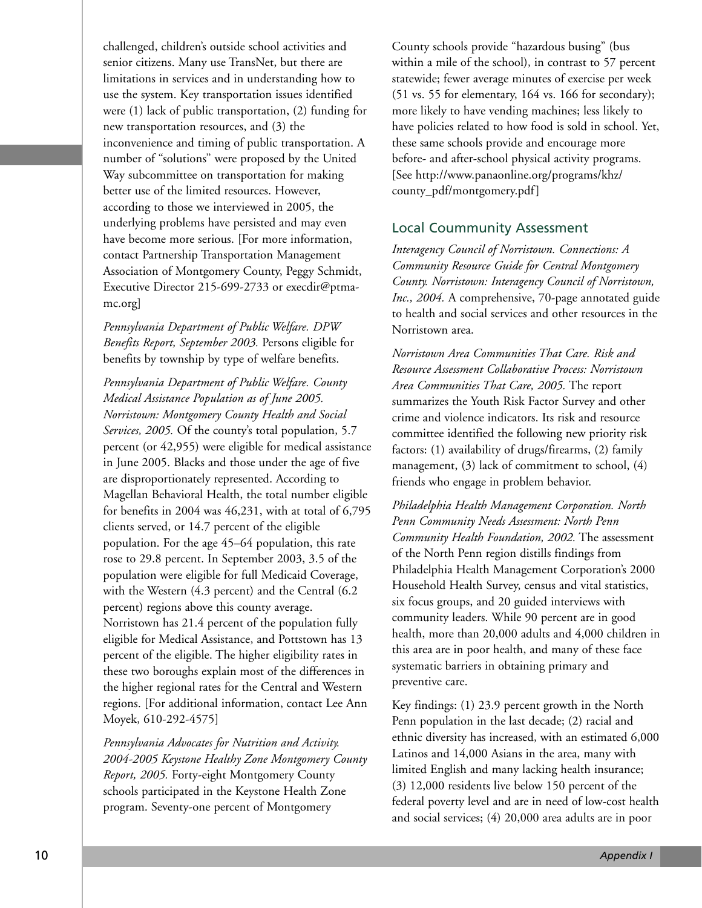challenged, children's outside school activities and senior citizens. Many use TransNet, but there are limitations in services and in understanding how to use the system. Key transportation issues identified were (1) lack of public transportation, (2) funding for new transportation resources, and (3) the inconvenience and timing of public transportation. A number of "solutions" were proposed by the United Way subcommittee on transportation for making better use of the limited resources. However, according to those we interviewed in 2005, the underlying problems have persisted and may even have become more serious. [For more information, contact Partnership Transportation Management Association of Montgomery County, Peggy Schmidt, Executive Director 215-699-2733 or execdir@ptma-mc.org]

*Pennsylvania Department of Public Welfare. DPW Benefits Report, September 2003.* Persons eligible for benefits by township by type of welfare benefits.

*Pennsylvania Department of Public Welfare. County Medical Assistance Population as of June 2005. Norristown: Montgomery County Health and Social Services, 2005.* Of the county's total population, 5.7 percent (or 42,955) were eligible for medical assistance in June 2005. Blacks and those under the age of five are disproportionately represented. According to Magellan Behavioral Health, the total number eligible for benefits in 2004 was 46,231, with at total of 6,795 clients served, or 14.7 percent of the eligible population. For the age 45–64 population, this rate rose to 29.8 percent. In September 2003, 3.5 of the population were eligible for full Medicaid Coverage, with the Western (4.3 percent) and the Central (6.2 percent) regions above this county average. Norristown has 21.4 percent of the population fully eligible for Medical Assistance, and Pottstown has 13 percent of the eligible. The higher eligibility rates in these two boroughs explain most of the differences in the higher regional rates for the Central and Western regions. [For additional information, contact Lee Ann Moyek, 610-292-4575]

*Pennsylvania Advocates for Nutrition and Activity. 2004-2005 Keystone Healthy Zone Montgomery County Report, 2005.* Forty-eight Montgomery County schools participated in the Keystone Health Zone program. Seventy-one percent of Montgomery County schools provide "hazardous busing" (bus within a mile of the school), in contrast to 57 percent statewide; fewer average minutes of exercise per week (51 vs. 55 for elementary, 164 vs. 166 for secondary); more likely to have vending machines; less likely to have policies related to how food is sold in school. Yet, these same schools provide and encourage more before- and after-school physical activity programs. [See http://www.panaonline.org/programs/khz/county_pdf/montgomery.pdf]

## Local Coummunity Assessment

*Interagency Council of Norristown. Connections: A Community Resource Guide for Central Montgomery County. Norristown: Interagency Council of Norristown, Inc., 2004.* A comprehensive, 70-page annotated guide to health and social services and other resources in the Norristown area.

*Norristown Area Communities That Care. Risk and Resource Assessment Collaborative Process: Norristown Area Communities That Care, 2005.* The report summarizes the Youth Risk Factor Survey and other crime and violence indicators. Its risk and resource committee identified the following new priority risk factors: (1) availability of drugs/firearms, (2) family management, (3) lack of commitment to school, (4) friends who engage in problem behavior.

*Philadelphia Health Management Corporation. North Penn Community Needs Assessment: North Penn Community Health Foundation, 2002.* The assessment of the North Penn region distills findings from Philadelphia Health Management Corporation's 2000 Household Health Survey, census and vital statistics, six focus groups, and 20 guided interviews with community leaders. While 90 percent are in good health, more than 20,000 adults and 4,000 children in this area are in poor health, and many of these face systematic barriers in obtaining primary and preventive care.

Key findings: (1) 23.9 percent growth in the North Penn population in the last decade; (2) racial and ethnic diversity has increased, with an estimated 6,000 Latinos and 14,000 Asians in the area, many with limited English and many lacking health insurance; (3) 12,000 residents live below 150 percent of the federal poverty level and are in need of low-cost health and social services; (4) 20,000 area adults are in poor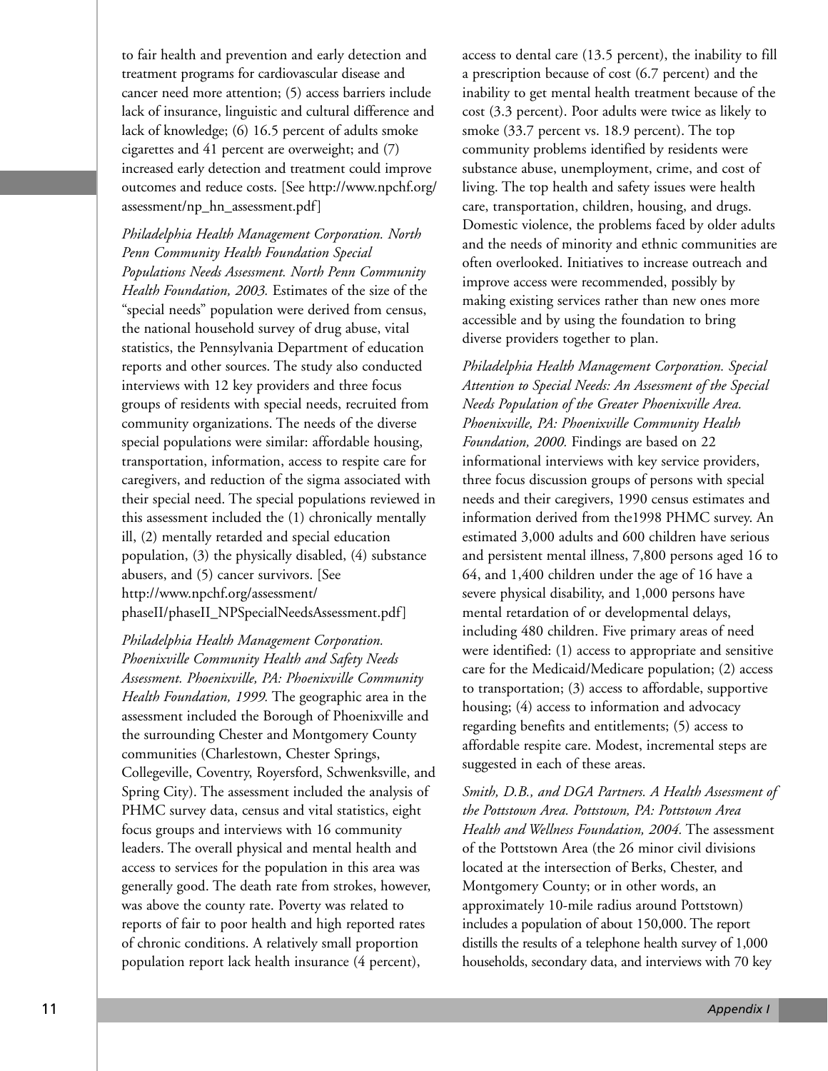to fair health and prevention and early detection and treatment programs for cardiovascular disease and cancer need more attention; (5) access barriers include lack of insurance, linguistic and cultural difference and lack of knowledge; (6) 16.5 percent of adults smoke cigarettes and 41 percent are overweight; and (7) increased early detection and treatment could improve outcomes and reduce costs. [See http://www.npchf.org/assessment/np_hn_assessment.pdf]

*Philadelphia Health Management Corporation. North Penn Community Health Foundation Special Populations Needs Assessment. North Penn Community Health Foundation, 2003.* Estimates of the size of the "special needs" population were derived from census, the national household survey of drug abuse, vital statistics, the Pennsylvania Department of education reports and other sources. The study also conducted interviews with 12 key providers and three focus groups of residents with special needs, recruited from community organizations. The needs of the diverse special populations were similar: affordable housing, transportation, information, access to respite care for caregivers, and reduction of the sigma associated with their special need. The special populations reviewed in this assessment included the (1) chronically mentally ill, (2) mentally retarded and special education population, (3) the physically disabled, (4) substance abusers, and (5) cancer survivors. [See http://www.npchf.org/assessment/phaseII/phaseII_NPSpecialNeedsAssessment.pdf]

*Philadelphia Health Management Corporation. Phoenixville Community Health and Safety Needs Assessment. Phoenixville, PA: Phoenixville Community Health Foundation, 1999.* The geographic area in the assessment included the Borough of Phoenixville and the surrounding Chester and Montgomery County communities (Charlestown, Chester Springs, Collegeville, Coventry, Royersford, Schwenksville, and Spring City). The assessment included the analysis of PHMC survey data, census and vital statistics, eight focus groups and interviews with 16 community leaders. The overall physical and mental health and access to services for the population in this area was generally good. The death rate from strokes, however, was above the county rate. Poverty was related to reports of fair to poor health and high reported rates of chronic conditions. A relatively small proportion population report lack health insurance (4 percent), access to dental care (13.5 percent), the inability to fill a prescription because of cost (6.7 percent) and the inability to get mental health treatment because of the cost (3.3 percent). Poor adults were twice as likely to smoke (33.7 percent vs. 18.9 percent). The top community problems identified by residents were substance abuse, unemployment, crime, and cost of living. The top health and safety issues were health care, transportation, children, housing, and drugs. Domestic violence, the problems faced by older adults and the needs of minority and ethnic communities are often overlooked. Initiatives to increase outreach and improve access were recommended, possibly by making existing services rather than new ones more accessible and by using the foundation to bring diverse providers together to plan.

*Philadelphia Health Management Corporation. Special Attention to Special Needs: An Assessment of the Special Needs Population of the Greater Phoenixville Area. Phoenixville, PA: Phoenixville Community Health Foundation, 2000.* Findings are based on 22 informational interviews with key service providers, three focus discussion groups of persons with special needs and their caregivers, 1990 census estimates and information derived from the1998 PHMC survey. An estimated 3,000 adults and 600 children have serious and persistent mental illness, 7,800 persons aged 16 to 64, and 1,400 children under the age of 16 have a severe physical disability, and 1,000 persons have mental retardation of or developmental delays, including 480 children. Five primary areas of need were identified: (1) access to appropriate and sensitive care for the Medicaid/Medicare population; (2) access to transportation; (3) access to affordable, supportive housing; (4) access to information and advocacy regarding benefits and entitlements; (5) access to affordable respite care. Modest, incremental steps are suggested in each of these areas.

*Smith, D.B., and DGA Partners. A Health Assessment of the Pottstown Area. Pottstown, PA: Pottstown Area Health and Wellness Foundation, 2004.* The assessment of the Pottstown Area (the 26 minor civil divisions located at the intersection of Berks, Chester, and Montgomery County; or in other words, an approximately 10-mile radius around Pottstown) includes a population of about 150,000. The report distills the results of a telephone health survey of 1,000 households, secondary data, and interviews with 70 key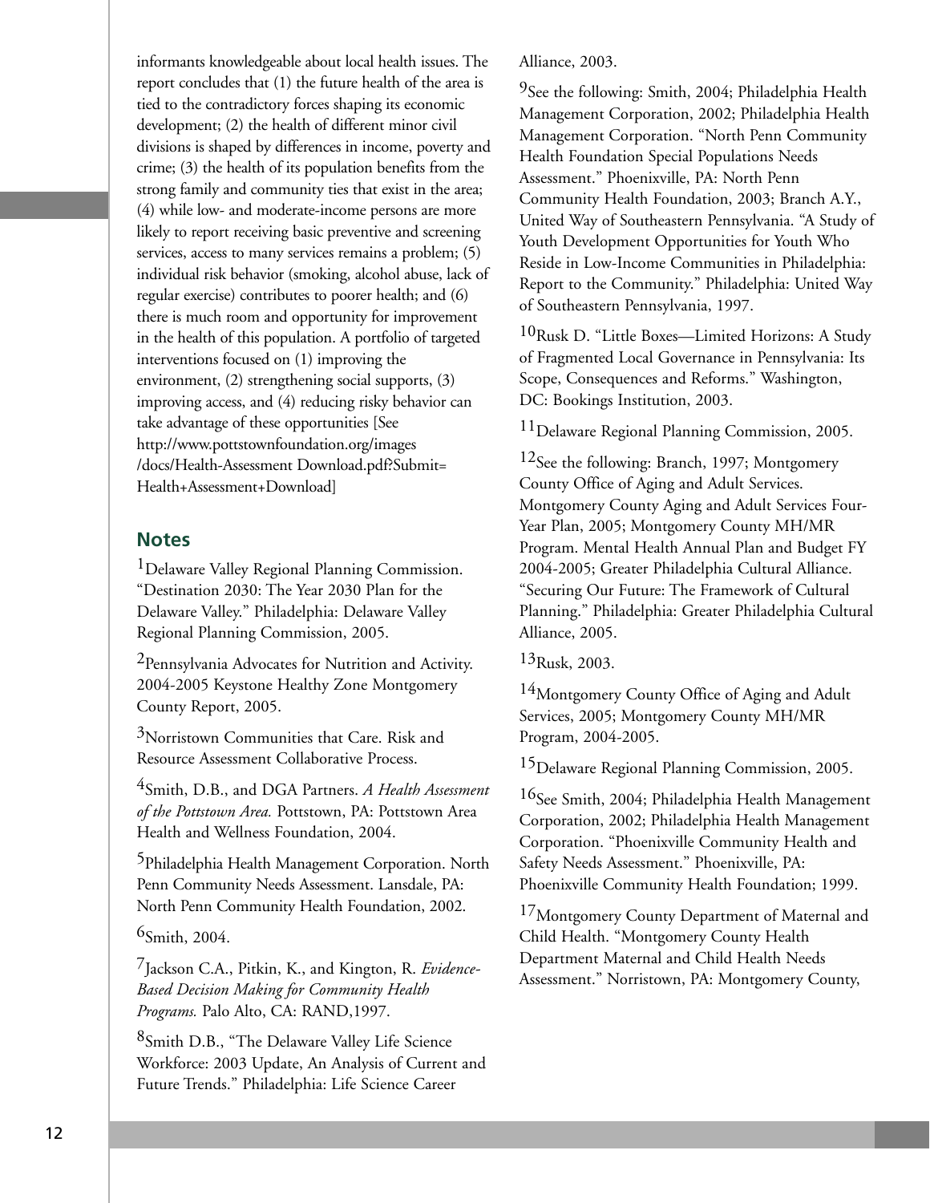informants knowledgeable about local health issues. The report concludes that (1) the future health of the area is tied to the contradictory forces shaping its economic development; (2) the health of different minor civil divisions is shaped by differences in income, poverty and crime; (3) the health of its population benefits from the strong family and community ties that exist in the area; (4) while low- and moderate-income persons are more likely to report receiving basic preventive and screening services, access to many services remains a problem; (5) individual risk behavior (smoking, alcohol abuse, lack of regular exercise) contributes to poorer health; and (6) there is much room and opportunity for improvement in the health of this population. A portfolio of targeted interventions focused on (1) improving the environment, (2) strengthening social supports, (3) improving access, and (4) reducing risky behavior can take advantage of these opportunities [See http://www.pottstownfoundation.org/images/docs/Health-Assessment Download.pdf?Submit=Health+Assessment+Download]

## Notes

[1] Delaware Valley Regional Planning Commission. "Destination 2030: The Year 2030 Plan for the Delaware Valley." Philadelphia: Delaware Valley Regional Planning Commission, 2005.

[2] Pennsylvania Advocates for Nutrition and Activity. 2004-2005 Keystone Healthy Zone Montgomery County Report, 2005.

[3] Norristown Communities that Care. Risk and Resource Assessment Collaborative Process.

[4] Smith, D.B., and DGA Partners. *A Health Assessment of the Pottstown Area.* Pottstown, PA: Pottstown Area Health and Wellness Foundation, 2004.

[5] Philadelphia Health Management Corporation. North Penn Community Needs Assessment. Lansdale, PA: North Penn Community Health Foundation, 2002.

[6] Smith, 2004.

[7] Jackson C.A., Pitkin, K., and Kington, R. *Evidence-Based Decision Making for Community Health Programs.* Palo Alto, CA: RAND,1997.

[8] Smith D.B., "The Delaware Valley Life Science Workforce: 2003 Update, An Analysis of Current and Future Trends." Philadelphia: Life Science Career Alliance, 2003.

[9] See the following: Smith, 2004; Philadelphia Health Management Corporation, 2002; Philadelphia Health Management Corporation. "North Penn Community Health Foundation Special Populations Needs Assessment." Phoenixville, PA: North Penn Community Health Foundation, 2003; Branch A.Y., United Way of Southeastern Pennsylvania. "A Study of Youth Development Opportunities for Youth Who Reside in Low-Income Communities in Philadelphia: Report to the Community." Philadelphia: United Way of Southeastern Pennsylvania, 1997.

[10] Rusk D. "Little Boxes—Limited Horizons: A Study of Fragmented Local Governance in Pennsylvania: Its Scope, Consequences and Reforms." Washington, DC: Bookings Institution, 2003.

[11] Delaware Regional Planning Commission, 2005.

[12] See the following: Branch, 1997; Montgomery County Office of Aging and Adult Services. Montgomery County Aging and Adult Services Four-Year Plan, 2005; Montgomery County MH/MR Program. Mental Health Annual Plan and Budget FY 2004-2005; Greater Philadelphia Cultural Alliance. "Securing Our Future: The Framework of Cultural Planning." Philadelphia: Greater Philadelphia Cultural Alliance, 2005.

[13] Rusk, 2003.

[14] Montgomery County Office of Aging and Adult Services, 2005; Montgomery County MH/MR Program, 2004-2005.

[15] Delaware Regional Planning Commission, 2005.

[16] See Smith, 2004; Philadelphia Health Management Corporation, 2002; Philadelphia Health Management Corporation. "Phoenixville Community Health and Safety Needs Assessment." Phoenixville, PA: Phoenixville Community Health Foundation; 1999.

[17] Montgomery County Department of Maternal and Child Health. "Montgomery County Health Department Maternal and Child Health Needs Assessment." Norristown, PA: Montgomery County,